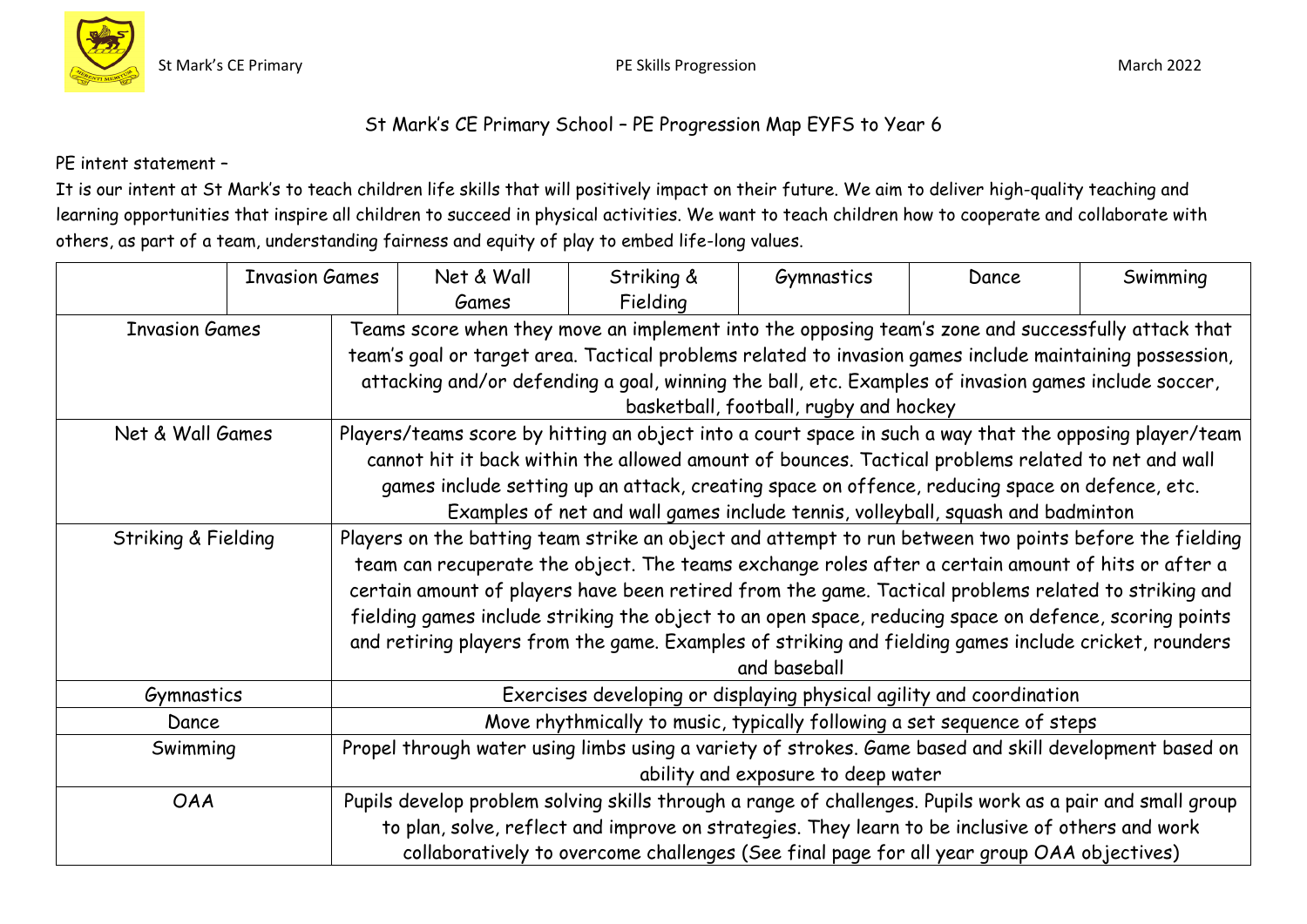# St Mark's CE Primary School – PE Progression Map EYFS to Year 6

PE intent statement –

It is our intent at St Mark's to teach children life skills that will positively impact on their future. We aim to deliver high-quality teaching and learning opportunities that inspire all children to succeed in physical activities. We want to teach children how to cooperate and collaborate with others, as part of a team, understanding fairness and equity of play to embed life-long values.

| | Invasion Games | Net & Wall Games | Striking & Fielding | Gymnastics | Dance | Swimming |
|---|---|---|---|---|---|---|
| Invasion Games | Teams score when they move an implement into the opposing team's zone and successfully attack that team's goal or target area. Tactical problems related to invasion games include maintaining possession, attacking and/or defending a goal, winning the ball, etc. Examples of invasion games include soccer, basketball, football, rugby and hockey | | | | | |
| Net & Wall Games | Players/teams score by hitting an object into a court space in such a way that the opposing player/team cannot hit it back within the allowed amount of bounces. Tactical problems related to net and wall games include setting up an attack, creating space on offence, reducing space on defence, etc. Examples of net and wall games include tennis, volleyball, squash and badminton | | | | | |
| Striking & Fielding | Players on the batting team strike an object and attempt to run between two points before the fielding team can recuperate the object. The teams exchange roles after a certain amount of hits or after a certain amount of players have been retired from the game. Tactical problems related to striking and fielding games include striking the object to an open space, reducing space on defence, scoring points and retiring players from the game. Examples of striking and fielding games include cricket, rounders and baseball | | | | | |
| Gymnastics | Exercises developing or displaying physical agility and coordination | | | | | |
| Dance | Move rhythmically to music, typically following a set sequence of steps | | | | | |
| Swimming | Propel through water using limbs using a variety of strokes. Game based and skill development based on ability and exposure to deep water | | | | | |
| OAA | Pupils develop problem solving skills through a range of challenges. Pupils work as a pair and small group to plan, solve, reflect and improve on strategies. They learn to be inclusive of others and work collaboratively to overcome challenges (See final page for all year group OAA objectives) | | | | | |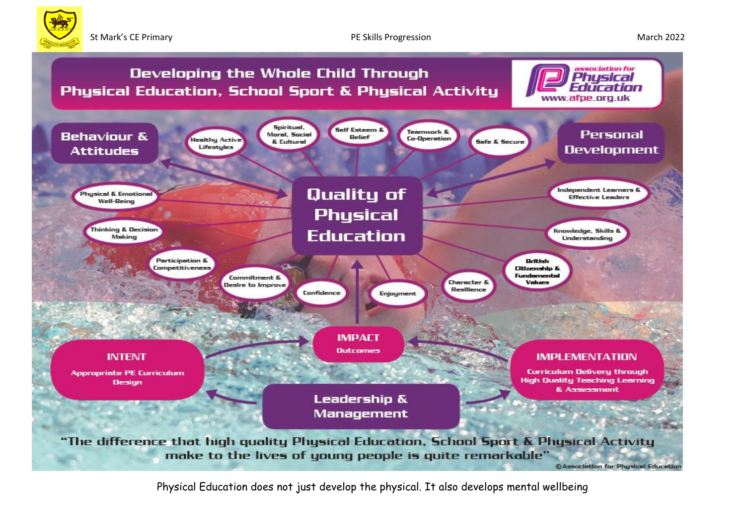# Developing the Whole Child Through Physical Education, School Sport & Physical Activity

association for Physical Education
www.afpe.org.uk

**Behaviour & Attitudes**

**Personal Development**

**Quality of Physical Education**

- Healthy Active Lifestyles
- Spiritual, Moral, Social & Cultural
- Self Esteem & Belief
- Teamwork & Co-Operation
- Safe & Secure
- Physical & Emotional Well-Being
- Thinking & Decision Making
- Participation & Competitiveness
- Commitment & Desire to Improve
- Confidence
- Enjoyment
- Character & Resilience
- British Citizenship & Fundamental Values
- Knowledge, Skills & Understanding
- Independent Learners & Effective Leaders

**INTENT**
Appropriate PE Curriculum Design

**IMPACT**
Outcomes

**IMPLEMENTATION**
Curriculum Delivery through High Quality Teaching Learning & Assessment

**Leadership & Management**

"The difference that high quality Physical Education, School Sport & Physical Activity make to the lives of young people is quite remarkable"

©Association for Physical Education

Physical Education does not just develop the physical. It also develops mental wellbeing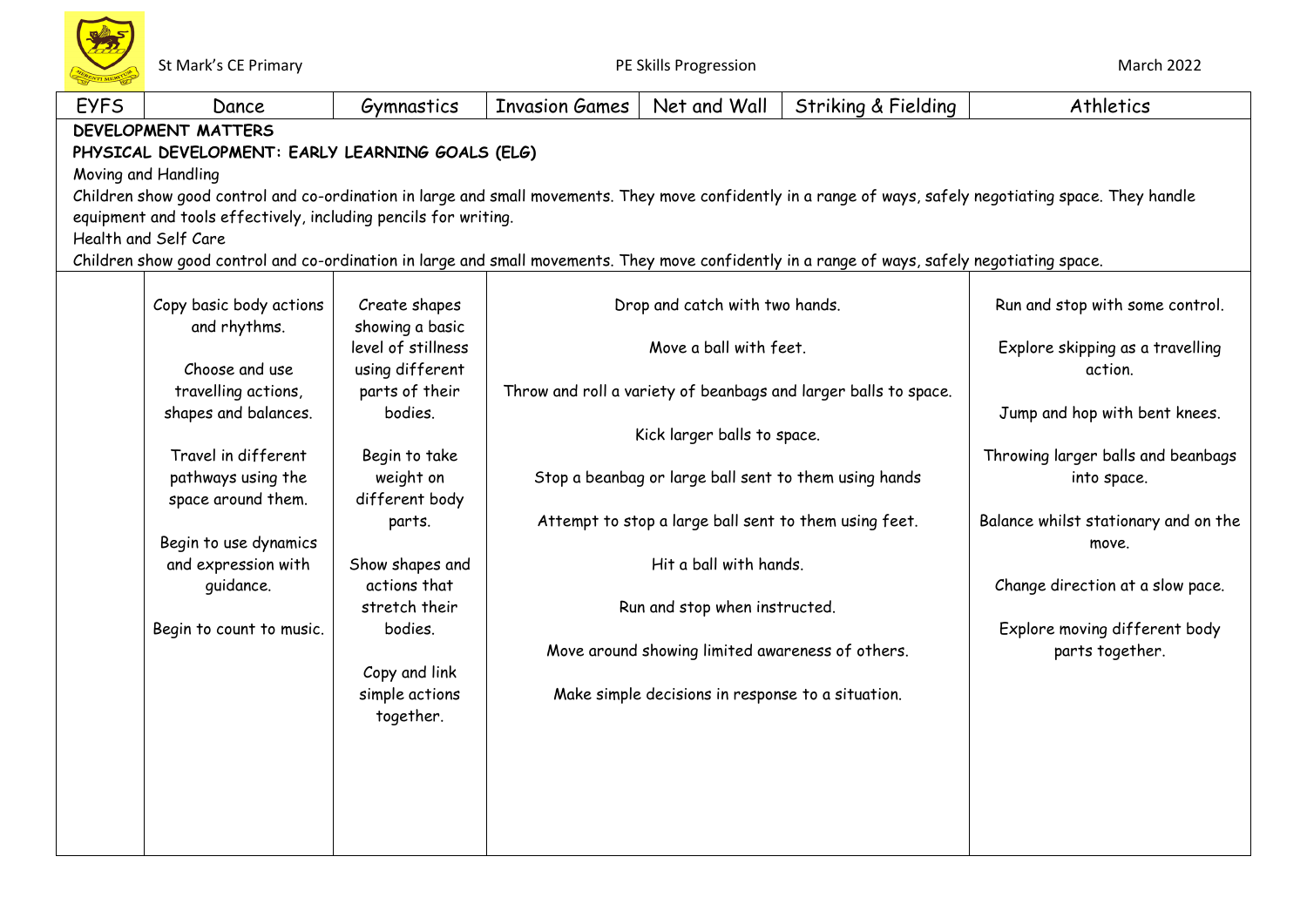| EYFS | Dance | Gymnastics | Invasion Games | Net and Wall | Striking & Fielding | Athletics |
|---|---|---|---|---|---|---|
| **DEVELOPMENT MATTERS**<br>**PHYSICAL DEVELOPMENT: EARLY LEARNING GOALS (ELG)**<br>Moving and Handling<br>Children show good control and co-ordination in large and small movements. They move confidently in a range of ways, safely negotiating space. They handle equipment and tools effectively, including pencils for writing.<br>Health and Self Care<br>Children show good control and co-ordination in large and small movements. They move confidently in a range of ways, safely negotiating space. | | | | | | |
| | Copy basic body actions and rhythms.<br><br>Choose and use travelling actions, shapes and balances.<br><br>Travel in different pathways using the space around them.<br><br>Begin to use dynamics and expression with guidance.<br><br>Begin to count to music. | Create shapes showing a basic level of stillness using different parts of their bodies.<br><br>Begin to take weight on different body parts.<br><br>Show shapes and actions that stretch their bodies.<br><br>Copy and link simple actions together. | Drop and catch with two hands.<br><br>Move a ball with feet.<br><br>Throw and roll a variety of beanbags and larger balls to space.<br><br>Kick larger balls to space.<br><br>Stop a beanbag or large ball sent to them using hands<br><br>Attempt to stop a large ball sent to them using feet.<br><br>Hit a ball with hands.<br><br>Run and stop when instructed.<br><br>Move around showing limited awareness of others.<br><br>Make simple decisions in response to a situation. | | | Run and stop with some control.<br><br>Explore skipping as a travelling action.<br><br>Jump and hop with bent knees.<br><br>Throwing larger balls and beanbags into space.<br><br>Balance whilst stationary and on the move.<br><br>Change direction at a slow pace.<br><br>Explore moving different body parts together. |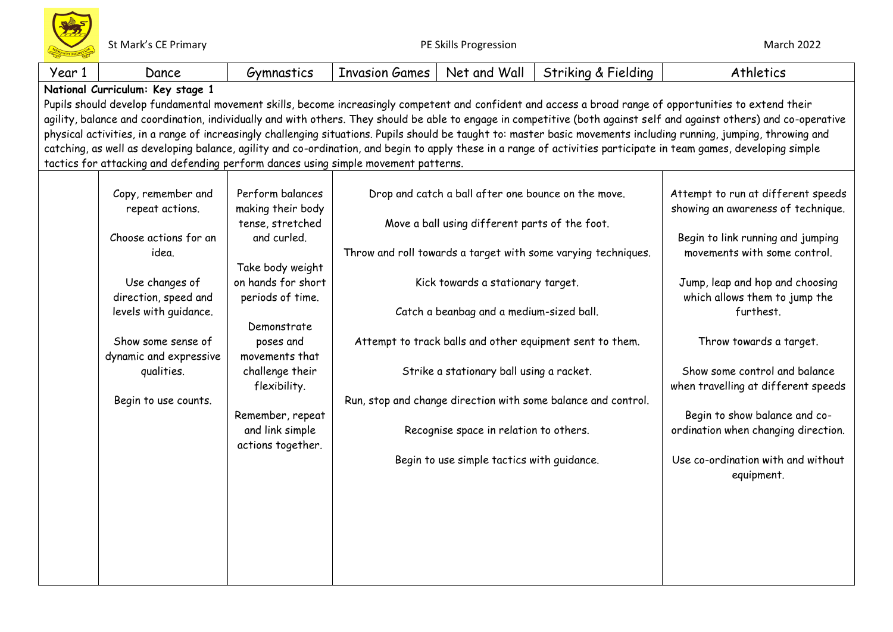| Year 1 | Dance | Gymnastics | Invasion Games | Net and Wall | Striking & Fielding | Athletics |
|---|---|---|---|---|---|---|
| **National Curriculum: Key stage 1**<br>Pupils should develop fundamental movement skills, become increasingly competent and confident and access a broad range of opportunities to extend their agility, balance and coordination, individually and with others. They should be able to engage in competitive (both against self and against others) and co-operative physical activities, in a range of increasingly challenging situations. Pupils should be taught to: master basic movements including running, jumping, throwing and catching, as well as developing balance, agility and co-ordination, and begin to apply these in a range of activities participate in team games, developing simple tactics for attacking and defending perform dances using simple movement patterns. | | | | | | |
| | Copy, remember and repeat actions.<br><br>Choose actions for an idea.<br><br>Use changes of direction, speed and levels with guidance.<br><br>Show some sense of dynamic and expressive qualities.<br><br>Begin to use counts. | Perform balances making their body tense, stretched and curled.<br><br>Take body weight on hands for short periods of time.<br><br>Demonstrate poses and movements that challenge their flexibility.<br><br>Remember, repeat and link simple actions together. | Drop and catch a ball after one bounce on the move.<br><br>Move a ball using different parts of the foot.<br><br>Throw and roll towards a target with some varying techniques.<br><br>Kick towards a stationary target.<br><br>Catch a beanbag and a medium-sized ball.<br><br>Attempt to track balls and other equipment sent to them.<br><br>Strike a stationary ball using a racket.<br><br>Run, stop and change direction with some balance and control.<br><br>Recognise space in relation to others.<br><br>Begin to use simple tactics with guidance. | | | Attempt to run at different speeds showing an awareness of technique.<br><br>Begin to link running and jumping movements with some control.<br><br>Jump, leap and hop and choosing which allows them to jump the furthest.<br><br>Throw towards a target.<br><br>Show some control and balance when travelling at different speeds<br><br>Begin to show balance and co-ordination when changing direction.<br><br>Use co-ordination with and without equipment. |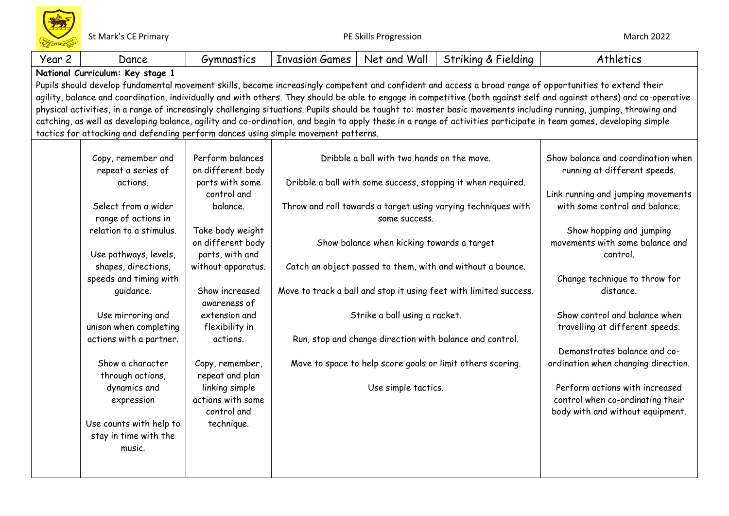| Year 2 | Dance | Gymnastics | Invasion Games | Net and Wall | Striking & Fielding | Athletics |
|---|---|---|---|---|---|---|
| **National Curriculum: Key stage 1** Pupils should develop fundamental movement skills, become increasingly competent and confident and access a broad range of opportunities to extend their agility, balance and coordination, individually and with others. They should be able to engage in competitive (both against self and against others) and co-operative physical activities, in a range of increasingly challenging situations. Pupils should be taught to: master basic movements including running, jumping, throwing and catching, as well as developing balance, agility and co-ordination, and begin to apply these in a range of activities participate in team games, developing simple tactics for attacking and defending perform dances using simple movement patterns. | | | | | | |
| | Copy, remember and repeat a series of actions.<br><br>Select from a wider range of actions in relation to a stimulus.<br><br>Use pathways, levels, shapes, directions, speeds and timing with guidance.<br><br>Use mirroring and unison when completing actions with a partner.<br><br>Show a character through actions, dynamics and expression<br><br>Use counts with help to stay in time with the music. | Perform balances on different body parts with some control and balance.<br><br>Take body weight on different body parts, with and without apparatus.<br><br>Show increased awareness of extension and flexibility in actions.<br><br>Copy, remember, repeat and plan linking simple actions with some control and technique. | Dribble a ball with two hands on the move.<br><br>Dribble a ball with some success, stopping it when required.<br><br>Throw and roll towards a target using varying techniques with some success.<br><br>Show balance when kicking towards a target<br><br>Catch an object passed to them, with and without a bounce.<br><br>Move to track a ball and stop it using feet with limited success.<br><br>Strike a ball using a racket.<br><br>Run, stop and change direction with balance and control.<br><br>Move to space to help score goals or limit others scoring.<br><br>Use simple tactics. | | | Show balance and coordination when running at different speeds.<br><br>Link running and jumping movements with some control and balance.<br><br>Show hopping and jumping movements with some balance and control.<br><br>Change technique to throw for distance.<br><br>Show control and balance when travelling at different speeds.<br><br>Demonstrates balance and co-ordination when changing direction.<br><br>Perform actions with increased control when co-ordinating their body with and without equipment. |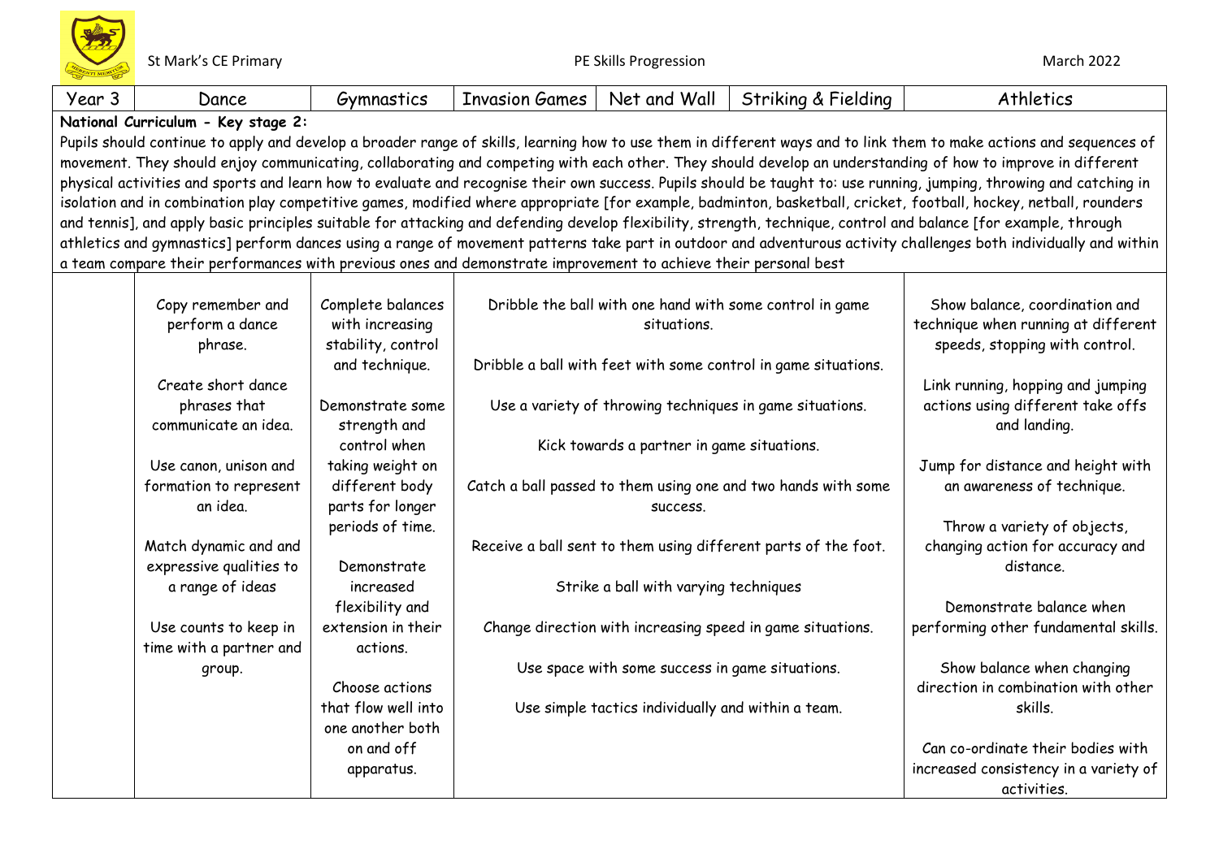St Mark's CE Primary — PE Skills Progression — March 2022

| Year 3 | Dance | Gymnastics | Invasion Games | Net and Wall | Striking & Fielding | Athletics |
|---|---|---|---|---|---|---|
| **National Curriculum - Key stage 2:** Pupils should continue to apply and develop a broader range of skills, learning how to use them in different ways and to link them to make actions and sequences of movement. They should enjoy communicating, collaborating and competing with each other. They should develop an understanding of how to improve in different physical activities and sports and learn how to evaluate and recognise their own success. Pupils should be taught to: use running, jumping, throwing and catching in isolation and in combination play competitive games, modified where appropriate [for example, badminton, basketball, cricket, football, hockey, netball, rounders and tennis], and apply basic principles suitable for attacking and defending develop flexibility, strength, technique, control and balance [for example, through athletics and gymnastics] perform dances using a range of movement patterns take part in outdoor and adventurous activity challenges both individually and within a team compare their performances with previous ones and demonstrate improvement to achieve their personal best | | | | | | |
| | Copy remember and perform a dance phrase.<br><br>Create short dance phrases that communicate an idea.<br><br>Use canon, unison and formation to represent an idea.<br><br>Match dynamic and and expressive qualities to a range of ideas<br><br>Use counts to keep in time with a partner and group. | Complete balances with increasing stability, control and technique.<br><br>Demonstrate some strength and control when taking weight on different body parts for longer periods of time.<br><br>Demonstrate increased flexibility and extension in their actions.<br><br>Choose actions that flow well into one another both on and off apparatus. | Dribble the ball with one hand with some control in game situations.<br><br>Dribble a ball with feet with some control in game situations.<br><br>Use a variety of throwing techniques in game situations.<br><br>Kick towards a partner in game situations.<br><br>Catch a ball passed to them using one and two hands with some success.<br><br>Receive a ball sent to them using different parts of the foot.<br><br>Strike a ball with varying techniques<br><br>Change direction with increasing speed in game situations.<br><br>Use space with some success in game situations.<br><br>Use simple tactics individually and within a team. | | | Show balance, coordination and technique when running at different speeds, stopping with control.<br><br>Link running, hopping and jumping actions using different take offs and landing.<br><br>Jump for distance and height with an awareness of technique.<br><br>Throw a variety of objects, changing action for accuracy and distance.<br><br>Demonstrate balance when performing other fundamental skills.<br><br>Show balance when changing direction in combination with other skills.<br><br>Can co-ordinate their bodies with increased consistency in a variety of activities. |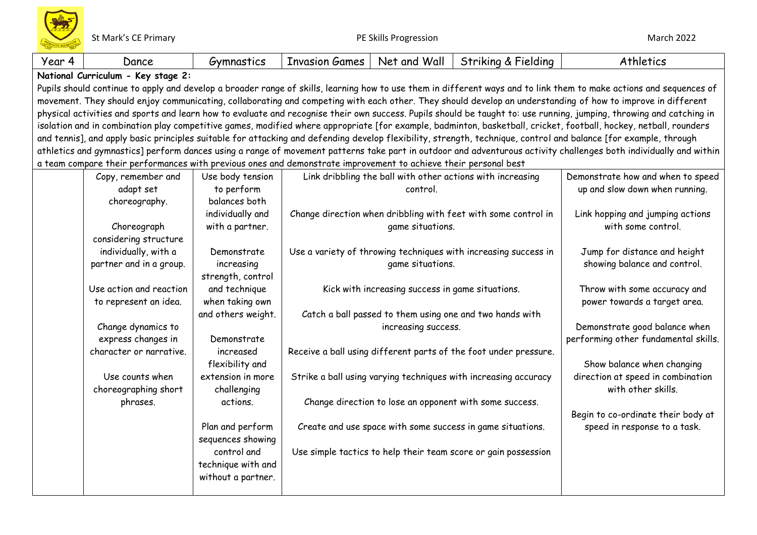| Year 4 | Dance | Gymnastics | Invasion Games | Net and Wall | Striking & Fielding | Athletics |
|---|---|---|---|---|---|---|
| **National Curriculum - Key stage 2:** Pupils should continue to apply and develop a broader range of skills, learning how to use them in different ways and to link them to make actions and sequences of movement. They should enjoy communicating, collaborating and competing with each other. They should develop an understanding of how to improve in different physical activities and sports and learn how to evaluate and recognise their own success. Pupils should be taught to: use running, jumping, throwing and catching in isolation and in combination play competitive games, modified where appropriate [for example, badminton, basketball, cricket, football, hockey, netball, rounders and tennis], and apply basic principles suitable for attacking and defending develop flexibility, strength, technique, control and balance [for example, through athletics and gymnastics] perform dances using a range of movement patterns take part in outdoor and adventurous activity challenges both individually and within a team compare their performances with previous ones and demonstrate improvement to achieve their personal best | | | | | | |
| | Copy, remember and adapt set choreography.<br><br>Choreograph considering structure individually, with a partner and in a group.<br><br>Use action and reaction to represent an idea.<br><br>Change dynamics to express changes in character or narrative.<br><br>Use counts when choreographing short phrases. | Use body tension to perform balances both individually and with a partner.<br><br>Demonstrate increasing strength, control and technique when taking own and others weight.<br><br>Demonstrate increased flexibility and extension in more challenging actions.<br><br>Plan and perform sequences showing control and technique with and without a partner. | Link dribbling the ball with other actions with increasing control.<br><br>Change direction when dribbling with feet with some control in game situations.<br><br>Use a variety of throwing techniques with increasing success in game situations.<br><br>Kick with increasing success in game situations.<br><br>Catch a ball passed to them using one and two hands with increasing success.<br><br>Receive a ball using different parts of the foot under pressure.<br><br>Strike a ball using varying techniques with increasing accuracy<br><br>Change direction to lose an opponent with some success.<br><br>Create and use space with some success in game situations.<br><br>Use simple tactics to help their team score or gain possession | | | Demonstrate how and when to speed up and slow down when running.<br><br>Link hopping and jumping actions with some control.<br><br>Jump for distance and height showing balance and control.<br><br>Throw with some accuracy and power towards a target area.<br><br>Demonstrate good balance when performing other fundamental skills.<br><br>Show balance when changing direction at speed in combination with other skills.<br><br>Begin to co-ordinate their body at speed in response to a task. |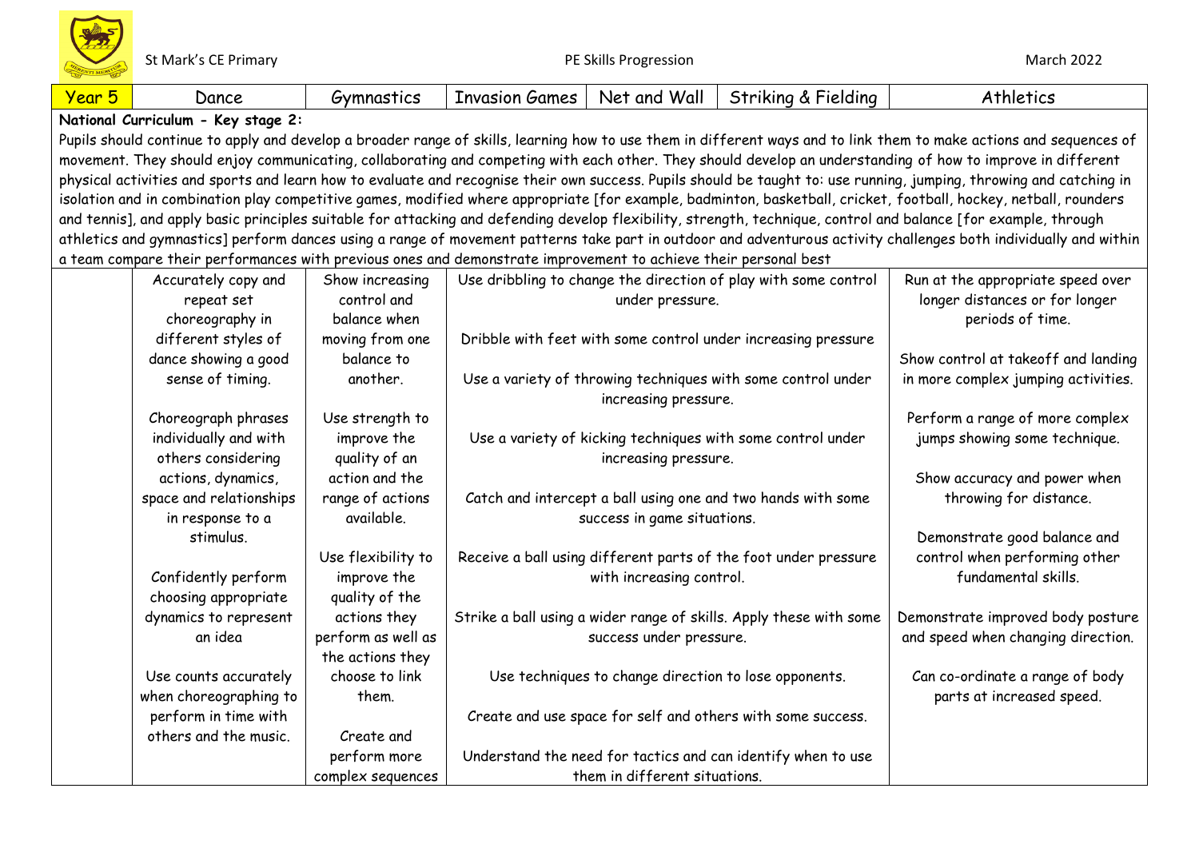| Year 5 | Dance | Gymnastics | Invasion Games | Net and Wall | Striking & Fielding | Athletics |
|---|---|---|---|---|---|---|
| **National Curriculum - Key stage 2:** Pupils should continue to apply and develop a broader range of skills, learning how to use them in different ways and to link them to make actions and sequences of movement. They should enjoy communicating, collaborating and competing with each other. They should develop an understanding of how to improve in different physical activities and sports and learn how to evaluate and recognise their own success. Pupils should be taught to: use running, jumping, throwing and catching in isolation and in combination play competitive games, modified where appropriate [for example, badminton, basketball, cricket, football, hockey, netball, rounders and tennis], and apply basic principles suitable for attacking and defending develop flexibility, strength, technique, control and balance [for example, through athletics and gymnastics] perform dances using a range of movement patterns take part in outdoor and adventurous activity challenges both individually and within a team compare their performances with previous ones and demonstrate improvement to achieve their personal best | | | | | | |
| | Accurately copy and repeat set choreography in different styles of dance showing a good sense of timing.<br><br>Choreograph phrases individually and with others considering actions, dynamics, space and relationships in response to a stimulus.<br><br>Confidently perform choosing appropriate dynamics to represent an idea<br><br>Use counts accurately when choreographing to perform in time with others and the music. | Show increasing control and balance when moving from one balance to another.<br><br>Use strength to improve the quality of an action and the range of actions available.<br><br>Use flexibility to improve the quality of the actions they perform as well as the actions they choose to link them.<br><br>Create and perform more complex sequences | Use dribbling to change the direction of play with some control under pressure.<br><br>Dribble with feet with some control under increasing pressure<br><br>Use a variety of throwing techniques with some control under increasing pressure.<br><br>Use a variety of kicking techniques with some control under increasing pressure.<br><br>Catch and intercept a ball using one and two hands with some success in game situations.<br><br>Receive a ball using different parts of the foot under pressure with increasing control.<br><br>Strike a ball using a wider range of skills. Apply these with some success under pressure.<br><br>Use techniques to change direction to lose opponents.<br><br>Create and use space for self and others with some success.<br><br>Understand the need for tactics and can identify when to use them in different situations. | | | Run at the appropriate speed over longer distances or for longer periods of time.<br><br>Show control at takeoff and landing in more complex jumping activities.<br><br>Perform a range of more complex jumps showing some technique.<br><br>Show accuracy and power when throwing for distance.<br><br>Demonstrate good balance and control when performing other fundamental skills.<br><br>Demonstrate improved body posture and speed when changing direction.<br><br>Can co-ordinate a range of body parts at increased speed. |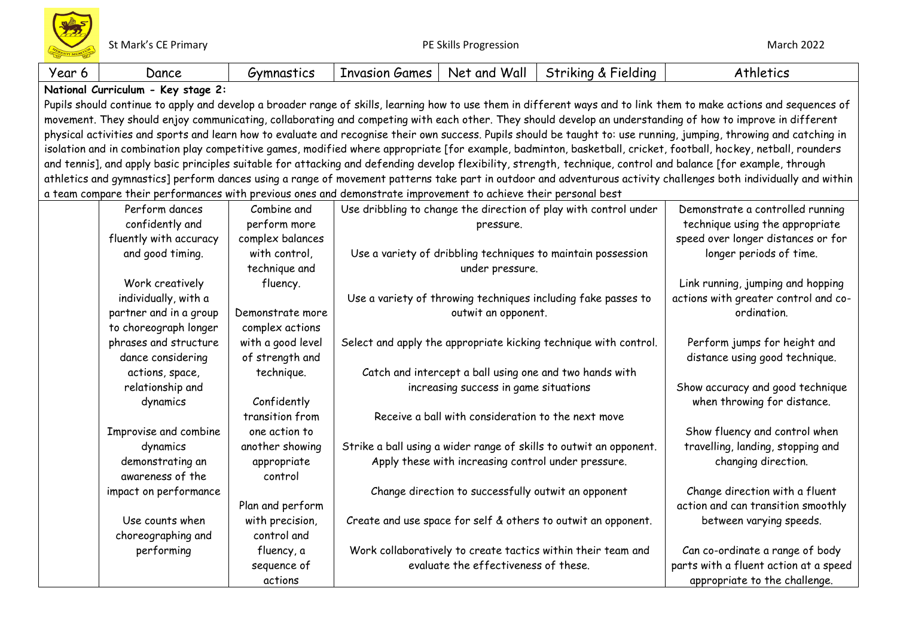St Mark's CE Primary — PE Skills Progression — March 2022

| Year 6 | Dance | Gymnastics | Invasion Games | Net and Wall | Striking & Fielding | Athletics |
|---|---|---|---|---|---|---|
| **National Curriculum - Key stage 2:** Pupils should continue to apply and develop a broader range of skills, learning how to use them in different ways and to link them to make actions and sequences of movement. They should enjoy communicating, collaborating and competing with each other. They should develop an understanding of how to improve in different physical activities and sports and learn how to evaluate and recognise their own success. Pupils should be taught to: use running, jumping, throwing and catching in isolation and in combination play competitive games, modified where appropriate [for example, badminton, basketball, cricket, football, hockey, netball, rounders and tennis], and apply basic principles suitable for attacking and defending develop flexibility, strength, technique, control and balance [for example, through athletics and gymnastics] perform dances using a range of movement patterns take part in outdoor and adventurous activity challenges both individually and within a team compare their performances with previous ones and demonstrate improvement to achieve their personal best | | | | | | |
| | Perform dances confidently and fluently with accuracy and good timing.<br><br>Work creatively individually, with a partner and in a group to choreograph longer phrases and structure dance considering actions, space, relationship and dynamics<br><br>Improvise and combine dynamics demonstrating an awareness of the impact on performance<br><br>Use counts when choreographing and performing | Combine and perform more complex balances with control, technique and fluency.<br><br>Demonstrate more complex actions with a good level of strength and technique.<br><br>Confidently transition from one action to another showing appropriate control<br><br>Plan and perform with precision, control and fluency, a sequence of actions | Use dribbling to change the direction of play with control under pressure.<br><br>Use a variety of dribbling techniques to maintain possession under pressure.<br><br>Use a variety of throwing techniques including fake passes to outwit an opponent.<br><br>Select and apply the appropriate kicking technique with control.<br><br>Catch and intercept a ball using one and two hands with increasing success in game situations<br><br>Receive a ball with consideration to the next move<br><br>Strike a ball using a wider range of skills to outwit an opponent. Apply these with increasing control under pressure.<br><br>Change direction to successfully outwit an opponent<br><br>Create and use space for self & others to outwit an opponent.<br><br>Work collaboratively to create tactics within their team and evaluate the effectiveness of these. | | | Demonstrate a controlled running technique using the appropriate speed over longer distances or for longer periods of time.<br><br>Link running, jumping and hopping actions with greater control and co-ordination.<br><br>Perform jumps for height and distance using good technique.<br><br>Show accuracy and good technique when throwing for distance.<br><br>Show fluency and control when travelling, landing, stopping and changing direction.<br><br>Change direction with a fluent action and can transition smoothly between varying speeds.<br><br>Can co-ordinate a range of body parts with a fluent action at a speed appropriate to the challenge. |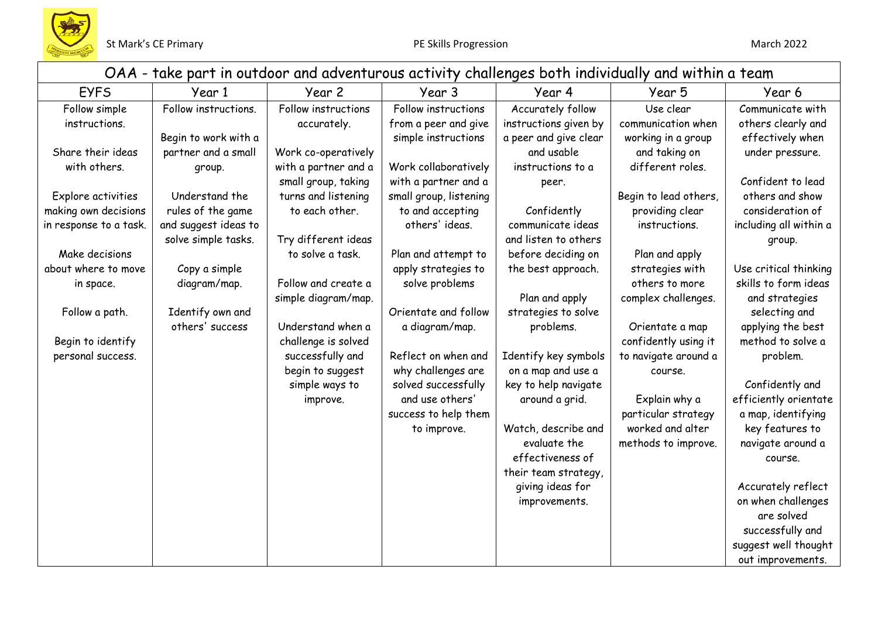## OAA - take part in outdoor and adventurous activity challenges both individually and within a team

| EYFS | Year 1 | Year 2 | Year 3 | Year 4 | Year 5 | Year 6 |
|---|---|---|---|---|---|---|
| Follow simple instructions.<br><br>Share their ideas with others.<br><br>Explore activities making own decisions in response to a task.<br><br>Make decisions about where to move in space.<br><br>Follow a path.<br><br>Begin to identify personal success. | Follow instructions.<br><br>Begin to work with a partner and a small group.<br><br>Understand the rules of the game and suggest ideas to solve simple tasks.<br><br>Copy a simple diagram/map.<br><br>Identify own and others' success | Follow instructions accurately.<br><br>Work co-operatively with a partner and a small group, taking turns and listening to each other.<br><br>Try different ideas to solve a task.<br><br>Follow and create a simple diagram/map.<br><br>Understand when a challenge is solved successfully and begin to suggest simple ways to improve. | Follow instructions from a peer and give simple instructions<br><br>Work collaboratively with a partner and a small group, listening to and accepting others' ideas.<br><br>Plan and attempt to apply strategies to solve problems<br><br>Orientate and follow a diagram/map.<br><br>Reflect on when and why challenges are solved successfully and use others' success to help them to improve. | Accurately follow instructions given by a peer and give clear and usable instructions to a peer.<br><br>Confidently communicate ideas and listen to others before deciding on the best approach.<br><br>Plan and apply strategies to solve problems.<br><br>Identify key symbols on a map and use a key to help navigate around a grid.<br><br>Watch, describe and evaluate the effectiveness of their team strategy, giving ideas for improvements. | Use clear communication when working in a group and taking on different roles.<br><br>Begin to lead others, providing clear instructions.<br><br>Plan and apply strategies with others to more complex challenges.<br><br>Orientate a map confidently using it to navigate around a course.<br><br>Explain why a particular strategy worked and alter methods to improve. | Communicate with others clearly and effectively when under pressure.<br><br>Confident to lead others and show consideration of including all within a group.<br><br>Use critical thinking skills to form ideas and strategies selecting and applying the best method to solve a problem.<br><br>Confidently and efficiently orientate a map, identifying key features to navigate around a course.<br><br>Accurately reflect on when challenges are solved successfully and suggest well thought out improvements. |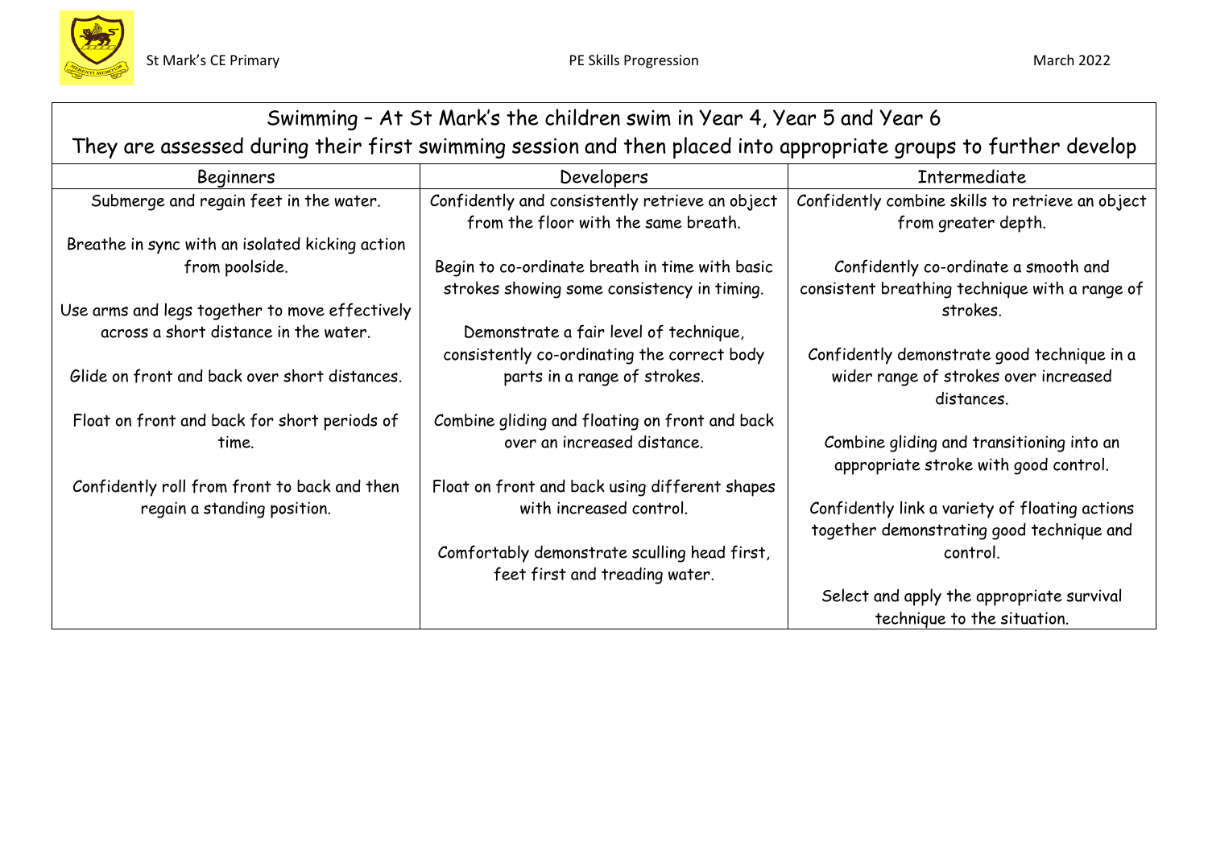| Swimming – At St Mark's the children swim in Year 4, Year 5 and Year 6<br>They are assessed during their first swimming session and then placed into appropriate groups to further develop | | |
|---|---|---|
| Beginners | Developers | Intermediate |
| Submerge and regain feet in the water.<br><br>Breathe in sync with an isolated kicking action from poolside.<br><br>Use arms and legs together to move effectively across a short distance in the water.<br><br>Glide on front and back over short distances.<br><br>Float on front and back for short periods of time.<br><br>Confidently roll from front to back and then regain a standing position. | Confidently and consistently retrieve an object from the floor with the same breath.<br><br>Begin to co-ordinate breath in time with basic strokes showing some consistency in timing.<br><br>Demonstrate a fair level of technique, consistently co-ordinating the correct body parts in a range of strokes.<br><br>Combine gliding and floating on front and back over an increased distance.<br><br>Float on front and back using different shapes with increased control.<br><br>Comfortably demonstrate sculling head first, feet first and treading water. | Confidently combine skills to retrieve an object from greater depth.<br><br>Confidently co-ordinate a smooth and consistent breathing technique with a range of strokes.<br><br>Confidently demonstrate good technique in a wider range of strokes over increased distances.<br><br>Combine gliding and transitioning into an appropriate stroke with good control.<br><br>Confidently link a variety of floating actions together demonstrating good technique and control.<br><br>Select and apply the appropriate survival technique to the situation. |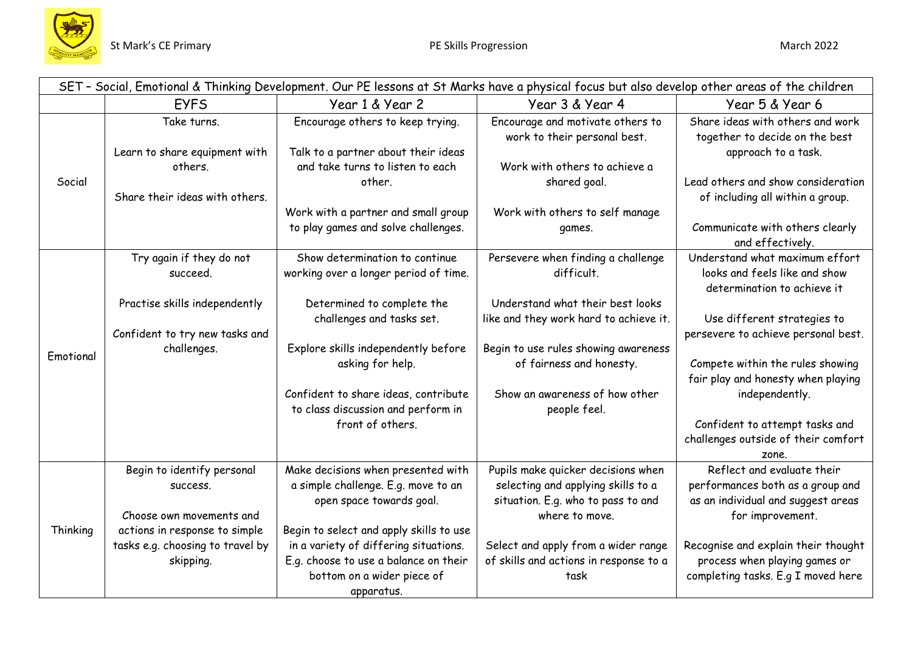| SET – Social, Emotional & Thinking Development. Our PE lessons at St Marks have a physical focus but also develop other areas of the children | | | | |
|---|---|---|---|---|
| | EYFS | Year 1 & Year 2 | Year 3 & Year 4 | Year 5 & Year 6 |
| Social | Take turns.<br><br>Learn to share equipment with others.<br><br>Share their ideas with others. | Encourage others to keep trying.<br><br>Talk to a partner about their ideas and take turns to listen to each other.<br><br>Work with a partner and small group to play games and solve challenges. | Encourage and motivate others to work to their personal best.<br><br>Work with others to achieve a shared goal.<br><br>Work with others to self manage games. | Share ideas with others and work together to decide on the best approach to a task.<br><br>Lead others and show consideration of including all within a group.<br><br>Communicate with others clearly and effectively. |
| Emotional | Try again if they do not succeed.<br><br>Practise skills independently<br><br>Confident to try new tasks and challenges. | Show determination to continue working over a longer period of time.<br><br>Determined to complete the challenges and tasks set.<br><br>Explore skills independently before asking for help.<br><br>Confident to share ideas, contribute to class discussion and perform in front of others. | Persevere when finding a challenge difficult.<br><br>Understand what their best looks like and they work hard to achieve it.<br><br>Begin to use rules showing awareness of fairness and honesty.<br><br>Show an awareness of how other people feel. | Understand what maximum effort looks and feels like and show determination to achieve it<br><br>Use different strategies to persevere to achieve personal best.<br><br>Compete within the rules showing fair play and honesty when playing independently.<br><br>Confident to attempt tasks and challenges outside of their comfort zone. |
| Thinking | Begin to identify personal success.<br><br>Choose own movements and actions in response to simple tasks e.g. choosing to travel by skipping. | Make decisions when presented with a simple challenge. E.g. move to an open space towards goal.<br><br>Begin to select and apply skills to use in a variety of differing situations. E.g. choose to use a balance on their bottom on a wider piece of apparatus. | Pupils make quicker decisions when selecting and applying skills to a situation. E.g. who to pass to and where to move.<br><br>Select and apply from a wider range of skills and actions in response to a task | Reflect and evaluate their performances both as a group and as an individual and suggest areas for improvement.<br><br>Recognise and explain their thought process when playing games or completing tasks. E.g I moved here |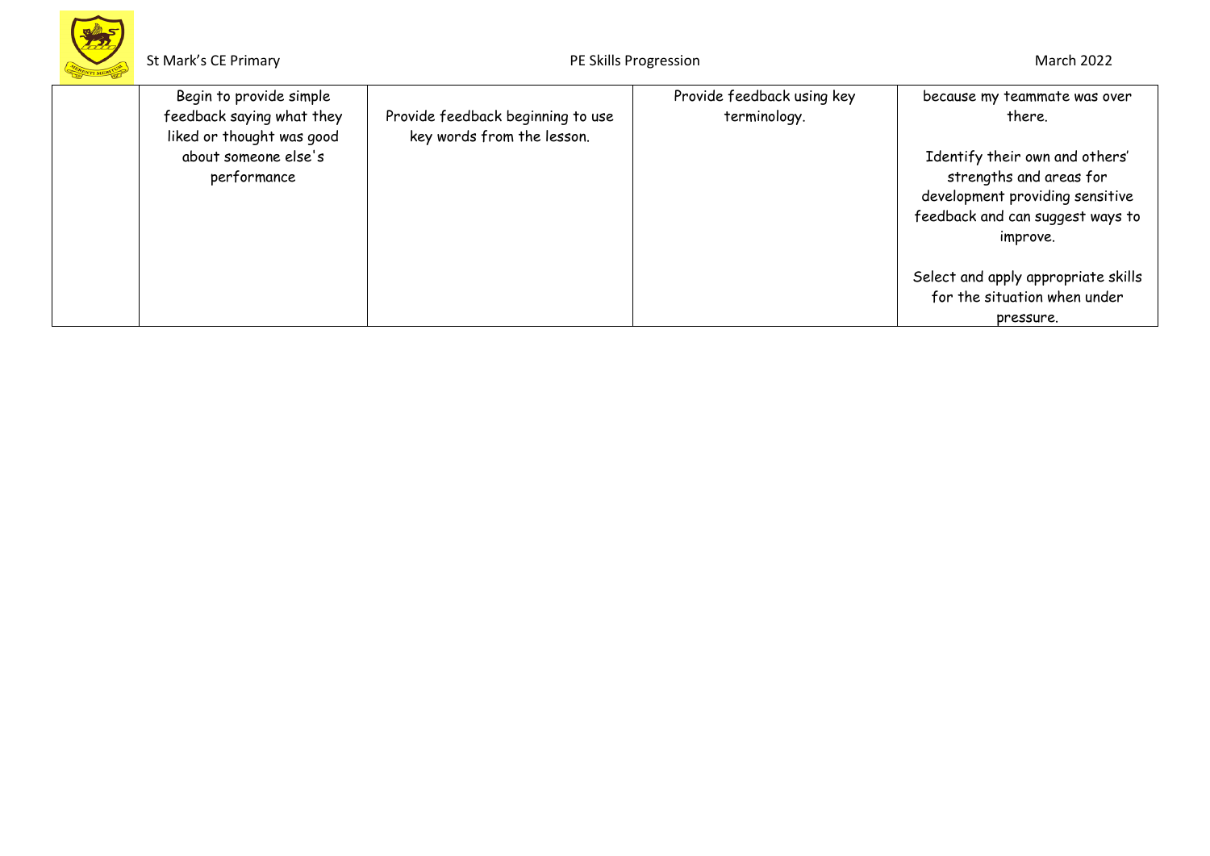| | | | | |
|---|---|---|---|---|
| | Begin to provide simple feedback saying what they liked or thought was good about someone else's performance | Provide feedback beginning to use key words from the lesson. | Provide feedback using key terminology. | because my teammate was over there.<br><br>Identify their own and others' strengths and areas for development providing sensitive feedback and can suggest ways to improve.<br><br>Select and apply appropriate skills for the situation when under pressure. |